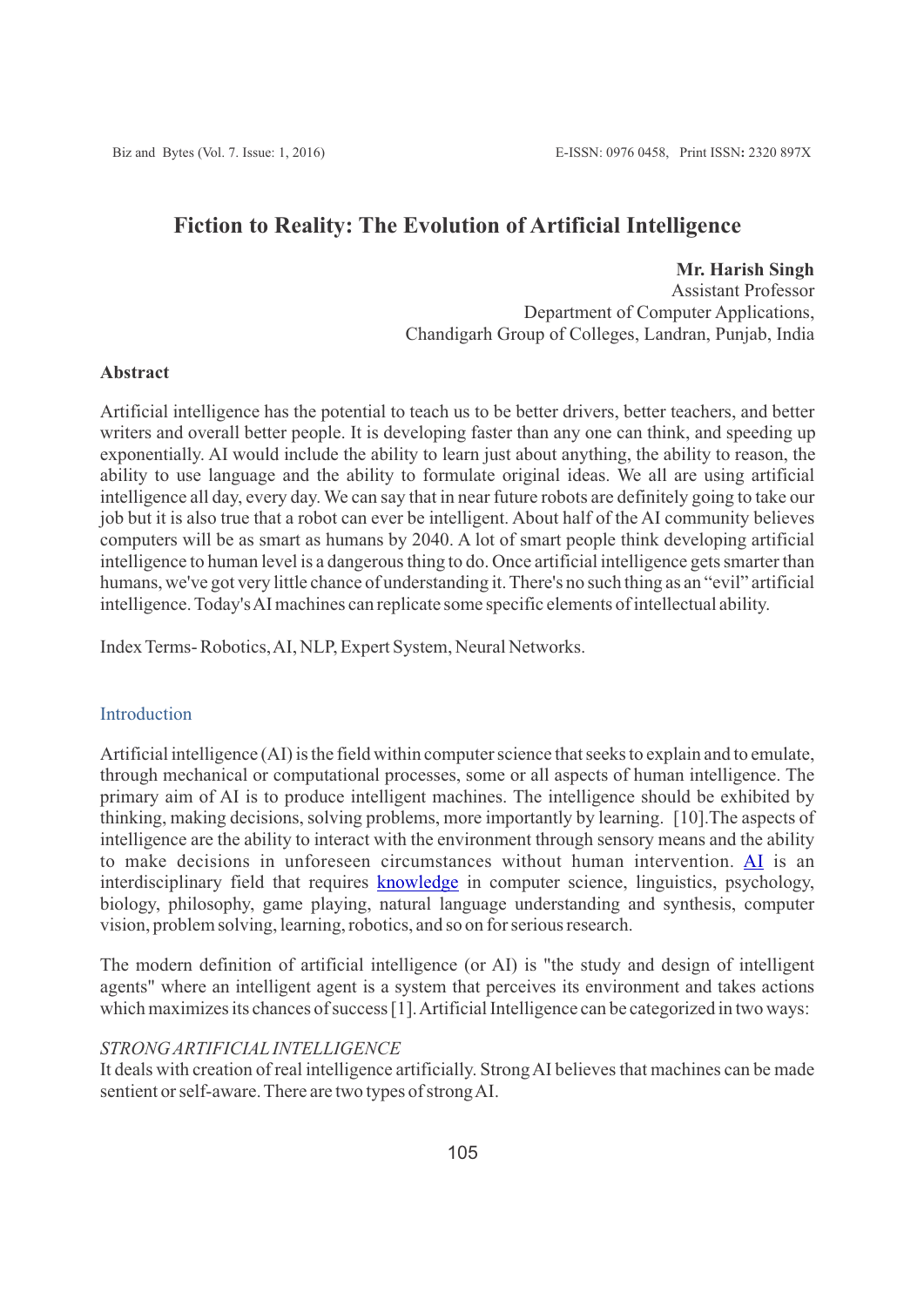# Fiction to Reality: The Evolution of Artificial Intelligence

**Mr. Harish Singh**
Assistant Professor
Department of Computer Applications,
Chandigarh Group of Colleges, Landran, Punjab, India

## Abstract

Artificial intelligence has the potential to teach us to be better drivers, better teachers, and better writers and overall better people. It is developing faster than any one can think, and speeding up exponentially. AI would include the ability to learn just about anything, the ability to reason, the ability to use language and the ability to formulate original ideas. We all are using artificial intelligence all day, every day. We can say that in near future robots are definitely going to take our job but it is also true that a robot can ever be intelligent. About half of the AI community believes computers will be as smart as humans by 2040. A lot of smart people think developing artificial intelligence to human level is a dangerous thing to do. Once artificial intelligence gets smarter than humans, we've got very little chance of understanding it. There's no such thing as an "evil" artificial intelligence. Today's AI machines can replicate some specific elements of intellectual ability.

Index Terms- Robotics, AI, NLP, Expert System, Neural Networks.

## Introduction

Artificial intelligence (AI) is the field within computer science that seeks to explain and to emulate, through mechanical or computational processes, some or all aspects of human intelligence. The primary aim of AI is to produce intelligent machines. The intelligence should be exhibited by thinking, making decisions, solving problems, more importantly by learning. [10].The aspects of intelligence are the ability to interact with the environment through sensory means and the ability to make decisions in unforeseen circumstances without human intervention. AI is an interdisciplinary field that requires knowledge in computer science, linguistics, psychology, biology, philosophy, game playing, natural language understanding and synthesis, computer vision, problem solving, learning, robotics, and so on for serious research.

The modern definition of artificial intelligence (or AI) is "the study and design of intelligent agents" where an intelligent agent is a system that perceives its environment and takes actions which maximizes its chances of success [1]. Artificial Intelligence can be categorized in two ways:

*STRONG ARTIFICIAL INTELLIGENCE*

It deals with creation of real intelligence artificially. Strong AI believes that machines can be made sentient or self-aware. There are two types of strong AI.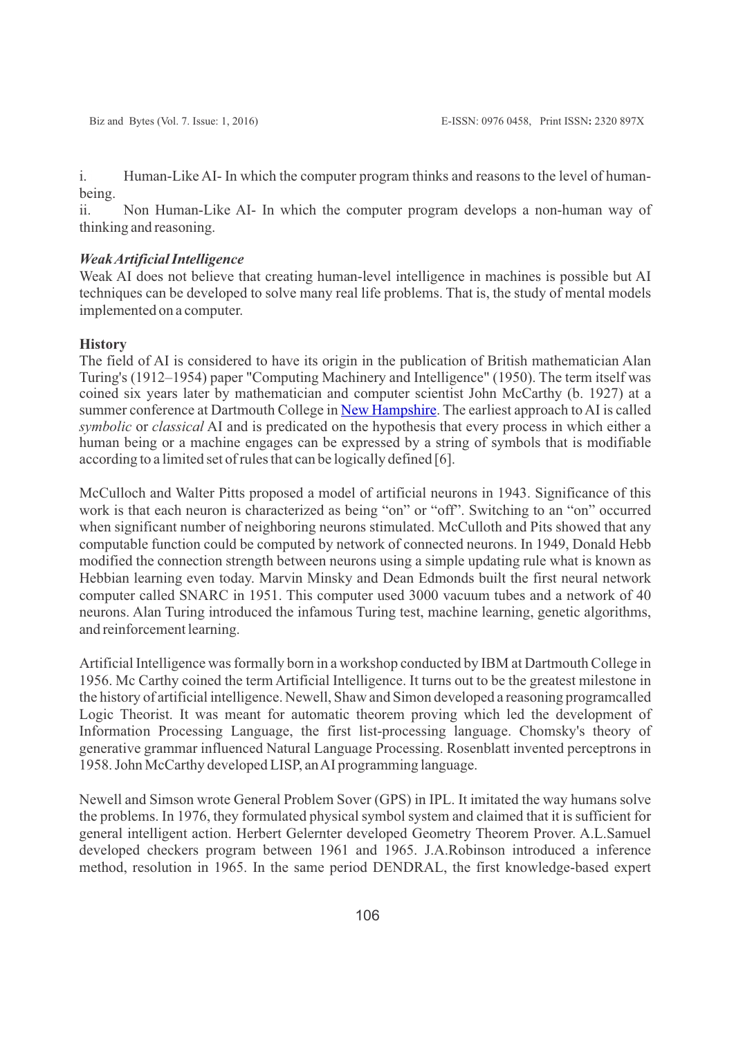i. Human-Like AI- In which the computer program thinks and reasons to the level of human-being.

ii. Non Human-Like AI- In which the computer program develops a non-human way of thinking and reasoning.

### *Weak Artificial Intelligence*

Weak AI does not believe that creating human-level intelligence in machines is possible but AI techniques can be developed to solve many real life problems. That is, the study of mental models implemented on a computer.

### **History**

The field of AI is considered to have its origin in the publication of British mathematician Alan Turing's (1912–1954) paper "Computing Machinery and Intelligence" (1950). The term itself was coined six years later by mathematician and computer scientist John McCarthy (b. 1927) at a summer conference at Dartmouth College in New Hampshire. The earliest approach to AI is called *symbolic* or *classical* AI and is predicated on the hypothesis that every process in which either a human being or a machine engages can be expressed by a string of symbols that is modifiable according to a limited set of rules that can be logically defined [6].

McCulloch and Walter Pitts proposed a model of artificial neurons in 1943. Significance of this work is that each neuron is characterized as being "on" or "off". Switching to an "on" occurred when significant number of neighboring neurons stimulated. McCulloth and Pits showed that any computable function could be computed by network of connected neurons. In 1949, Donald Hebb modified the connection strength between neurons using a simple updating rule what is known as Hebbian learning even today. Marvin Minsky and Dean Edmonds built the first neural network computer called SNARC in 1951. This computer used 3000 vacuum tubes and a network of 40 neurons. Alan Turing introduced the infamous Turing test, machine learning, genetic algorithms, and reinforcement learning.

Artificial Intelligence was formally born in a workshop conducted by IBM at Dartmouth College in 1956. Mc Carthy coined the term Artificial Intelligence. It turns out to be the greatest milestone in the history of artificial intelligence. Newell, Shaw and Simon developed a reasoning programcalled Logic Theorist. It was meant for automatic theorem proving which led the development of Information Processing Language, the first list-processing language. Chomsky's theory of generative grammar influenced Natural Language Processing. Rosenblatt invented perceptrons in 1958. John McCarthy developed LISP, an AI programming language.

Newell and Simson wrote General Problem Sover (GPS) in IPL. It imitated the way humans solve the problems. In 1976, they formulated physical symbol system and claimed that it is sufficient for general intelligent action. Herbert Gelernter developed Geometry Theorem Prover. A.L.Samuel developed checkers program between 1961 and 1965. J.A.Robinson introduced a inference method, resolution in 1965. In the same period DENDRAL, the first knowledge-based expert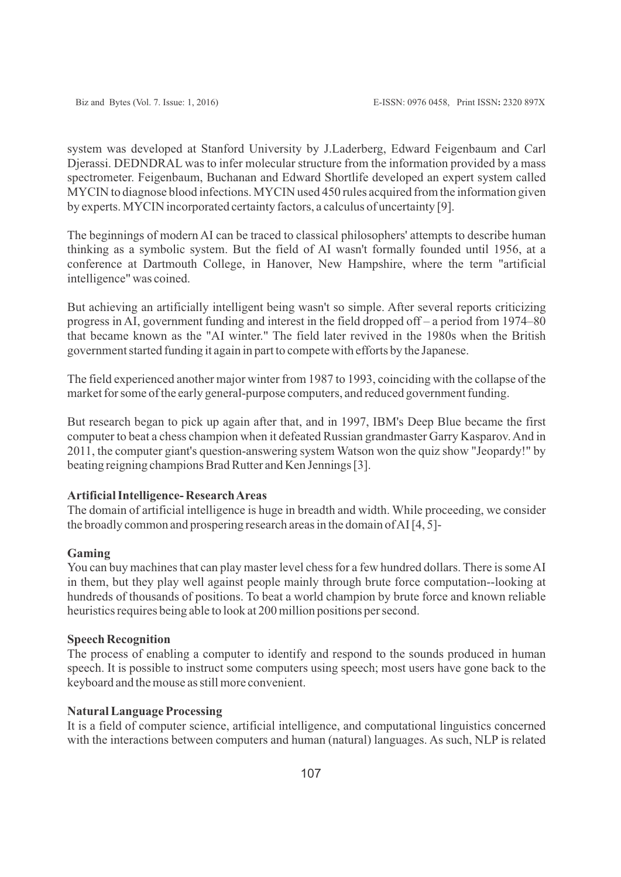system was developed at Stanford University by J.Laderberg, Edward Feigenbaum and Carl Djerassi. DEDNDRAL was to infer molecular structure from the information provided by a mass spectrometer. Feigenbaum, Buchanan and Edward Shortlife developed an expert system called MYCIN to diagnose blood infections. MYCIN used 450 rules acquired from the information given by experts. MYCIN incorporated certainty factors, a calculus of uncertainty [9].

The beginnings of modern AI can be traced to classical philosophers' attempts to describe human thinking as a symbolic system. But the field of AI wasn't formally founded until 1956, at a conference at Dartmouth College, in Hanover, New Hampshire, where the term "artificial intelligence" was coined.

But achieving an artificially intelligent being wasn't so simple. After several reports criticizing progress in AI, government funding and interest in the field dropped off – a period from 1974–80 that became known as the "AI winter." The field later revived in the 1980s when the British government started funding it again in part to compete with efforts by the Japanese.

The field experienced another major winter from 1987 to 1993, coinciding with the collapse of the market for some of the early general-purpose computers, and reduced government funding.

But research began to pick up again after that, and in 1997, IBM's Deep Blue became the first computer to beat a chess champion when it defeated Russian grandmaster Garry Kasparov. And in 2011, the computer giant's question-answering system Watson won the quiz show "Jeopardy!" by beating reigning champions Brad Rutter and Ken Jennings [3].

### Artificial Intelligence- Research Areas

The domain of artificial intelligence is huge in breadth and width. While proceeding, we consider the broadly common and prospering research areas in the domain of AI [4, 5]-

#### Gaming

You can buy machines that can play master level chess for a few hundred dollars. There is some AI in them, but they play well against people mainly through brute force computation--looking at hundreds of thousands of positions. To beat a world champion by brute force and known reliable heuristics requires being able to look at 200 million positions per second.

#### Speech Recognition

The process of enabling a computer to identify and respond to the sounds produced in human speech. It is possible to instruct some computers using speech; most users have gone back to the keyboard and the mouse as still more convenient.

#### Natural Language Processing

It is a field of computer science, artificial intelligence, and computational linguistics concerned with the interactions between computers and human (natural) languages. As such, NLP is related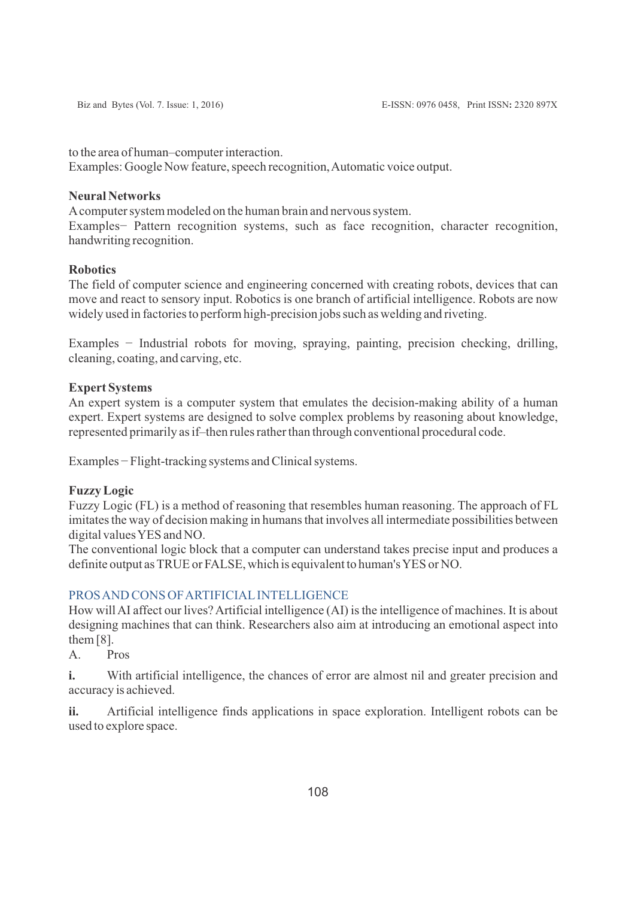to the area of human–computer interaction.
Examples: Google Now feature, speech recognition, Automatic voice output.

**Neural Networks**
A computer system modeled on the human brain and nervous system.
Examples− Pattern recognition systems, such as face recognition, character recognition, handwriting recognition.

**Robotics**
The field of computer science and engineering concerned with creating robots, devices that can move and react to sensory input. Robotics is one branch of artificial intelligence. Robots are now widely used in factories to perform high-precision jobs such as welding and riveting.

Examples − Industrial robots for moving, spraying, painting, precision checking, drilling, cleaning, coating, and carving, etc.

**Expert Systems**
An expert system is a computer system that emulates the decision-making ability of a human expert. Expert systems are designed to solve complex problems by reasoning about knowledge, represented primarily as if–then rules rather than through conventional procedural code.

Examples − Flight-tracking systems and Clinical systems.

**Fuzzy Logic**
Fuzzy Logic (FL) is a method of reasoning that resembles human reasoning. The approach of FL imitates the way of decision making in humans that involves all intermediate possibilities between digital values YES and NO.
The conventional logic block that a computer can understand takes precise input and produces a definite output as TRUE or FALSE, which is equivalent to human's YES or NO.

## PROS AND CONS OF ARTIFICIAL INTELLIGENCE

How will AI affect our lives? Artificial intelligence (AI) is the intelligence of machines. It is about designing machines that can think. Researchers also aim at introducing an emotional aspect into them [8].

A. Pros

**i.** With artificial intelligence, the chances of error are almost nil and greater precision and accuracy is achieved.

**ii.** Artificial intelligence finds applications in space exploration. Intelligent robots can be used to explore space.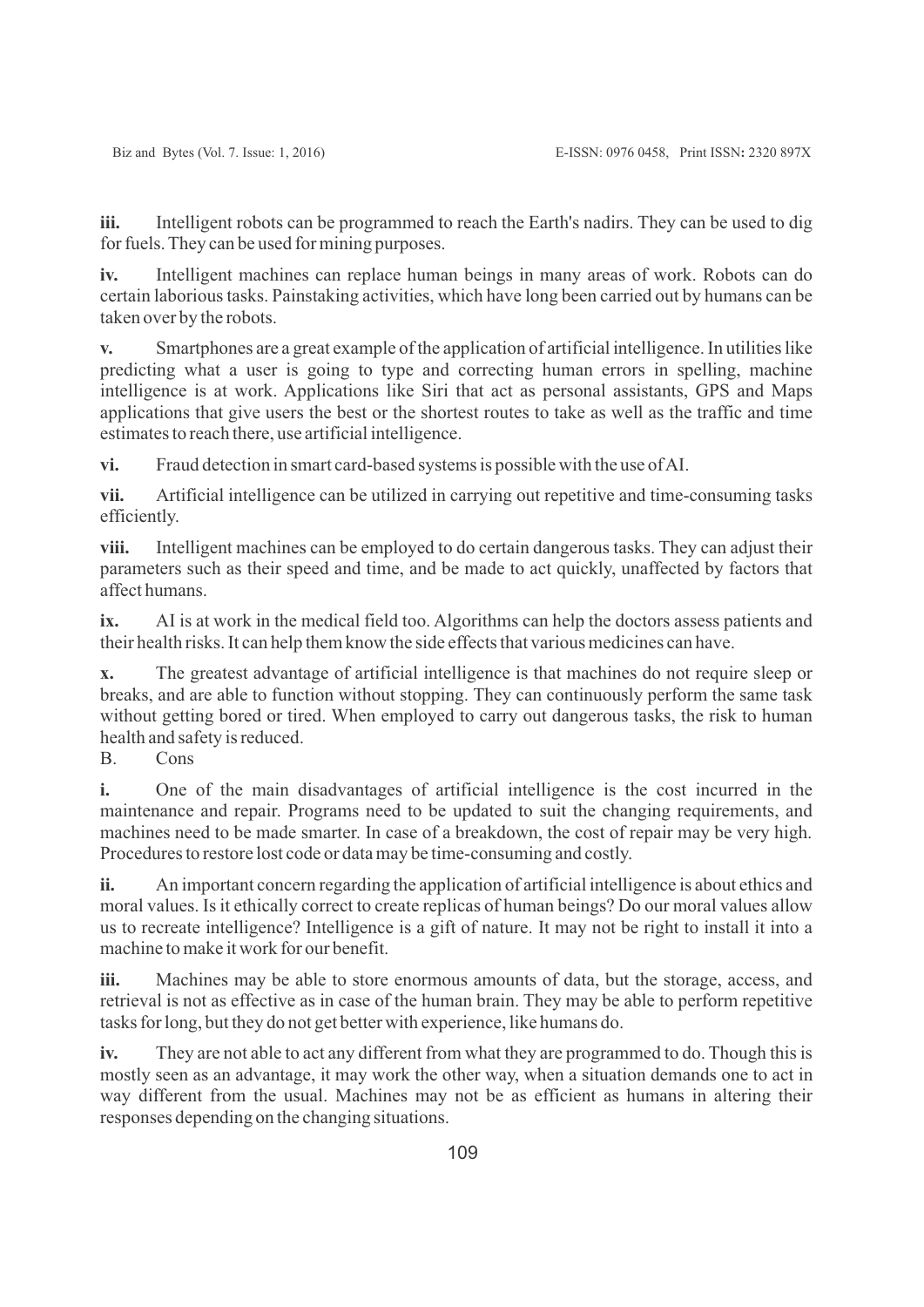**iii.** Intelligent robots can be programmed to reach the Earth's nadirs. They can be used to dig for fuels. They can be used for mining purposes.

**iv.** Intelligent machines can replace human beings in many areas of work. Robots can do certain laborious tasks. Painstaking activities, which have long been carried out by humans can be taken over by the robots.

**v.** Smartphones are a great example of the application of artificial intelligence. In utilities like predicting what a user is going to type and correcting human errors in spelling, machine intelligence is at work. Applications like Siri that act as personal assistants, GPS and Maps applications that give users the best or the shortest routes to take as well as the traffic and time estimates to reach there, use artificial intelligence.

**vi.** Fraud detection in smart card-based systems is possible with the use of AI.

**vii.** Artificial intelligence can be utilized in carrying out repetitive and time-consuming tasks efficiently.

**viii.** Intelligent machines can be employed to do certain dangerous tasks. They can adjust their parameters such as their speed and time, and be made to act quickly, unaffected by factors that affect humans.

**ix.** AI is at work in the medical field too. Algorithms can help the doctors assess patients and their health risks. It can help them know the side effects that various medicines can have.

**x.** The greatest advantage of artificial intelligence is that machines do not require sleep or breaks, and are able to function without stopping. They can continuously perform the same task without getting bored or tired. When employed to carry out dangerous tasks, the risk to human health and safety is reduced.

B. Cons

**i.** One of the main disadvantages of artificial intelligence is the cost incurred in the maintenance and repair. Programs need to be updated to suit the changing requirements, and machines need to be made smarter. In case of a breakdown, the cost of repair may be very high. Procedures to restore lost code or data may be time-consuming and costly.

**ii.** An important concern regarding the application of artificial intelligence is about ethics and moral values. Is it ethically correct to create replicas of human beings? Do our moral values allow us to recreate intelligence? Intelligence is a gift of nature. It may not be right to install it into a machine to make it work for our benefit.

**iii.** Machines may be able to store enormous amounts of data, but the storage, access, and retrieval is not as effective as in case of the human brain. They may be able to perform repetitive tasks for long, but they do not get better with experience, like humans do.

**iv.** They are not able to act any different from what they are programmed to do. Though this is mostly seen as an advantage, it may work the other way, when a situation demands one to act in way different from the usual. Machines may not be as efficient as humans in altering their responses depending on the changing situations.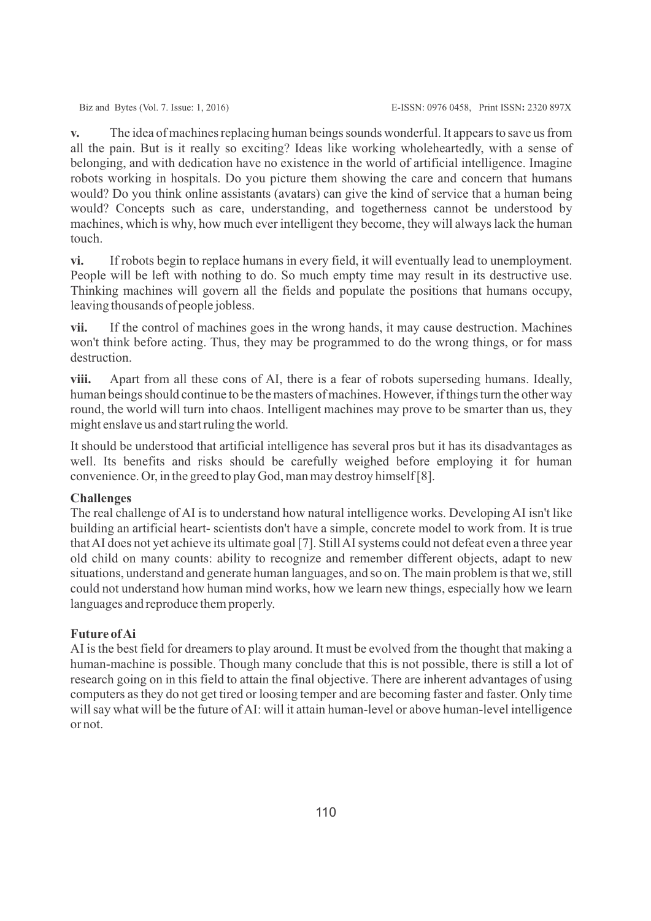**v.** The idea of machines replacing human beings sounds wonderful. It appears to save us from all the pain. But is it really so exciting? Ideas like working wholeheartedly, with a sense of belonging, and with dedication have no existence in the world of artificial intelligence. Imagine robots working in hospitals. Do you picture them showing the care and concern that humans would? Do you think online assistants (avatars) can give the kind of service that a human being would? Concepts such as care, understanding, and togetherness cannot be understood by machines, which is why, how much ever intelligent they become, they will always lack the human touch.

**vi.** If robots begin to replace humans in every field, it will eventually lead to unemployment. People will be left with nothing to do. So much empty time may result in its destructive use. Thinking machines will govern all the fields and populate the positions that humans occupy, leaving thousands of people jobless.

**vii.** If the control of machines goes in the wrong hands, it may cause destruction. Machines won't think before acting. Thus, they may be programmed to do the wrong things, or for mass destruction.

**viii.** Apart from all these cons of AI, there is a fear of robots superseding humans. Ideally, human beings should continue to be the masters of machines. However, if things turn the other way round, the world will turn into chaos. Intelligent machines may prove to be smarter than us, they might enslave us and start ruling the world.

It should be understood that artificial intelligence has several pros but it has its disadvantages as well. Its benefits and risks should be carefully weighed before employing it for human convenience. Or, in the greed to play God, man may destroy himself [8].

**Challenges**

The real challenge of AI is to understand how natural intelligence works. Developing AI isn't like building an artificial heart- scientists don't have a simple, concrete model to work from. It is true that AI does not yet achieve its ultimate goal [7]. Still AI systems could not defeat even a three year old child on many counts: ability to recognize and remember different objects, adapt to new situations, understand and generate human languages, and so on. The main problem is that we, still could not understand how human mind works, how we learn new things, especially how we learn languages and reproduce them properly.

**Future of Ai**

AI is the best field for dreamers to play around. It must be evolved from the thought that making a human-machine is possible. Though many conclude that this is not possible, there is still a lot of research going on in this field to attain the final objective. There are inherent advantages of using computers as they do not get tired or loosing temper and are becoming faster and faster. Only time will say what will be the future of AI: will it attain human-level or above human-level intelligence or not.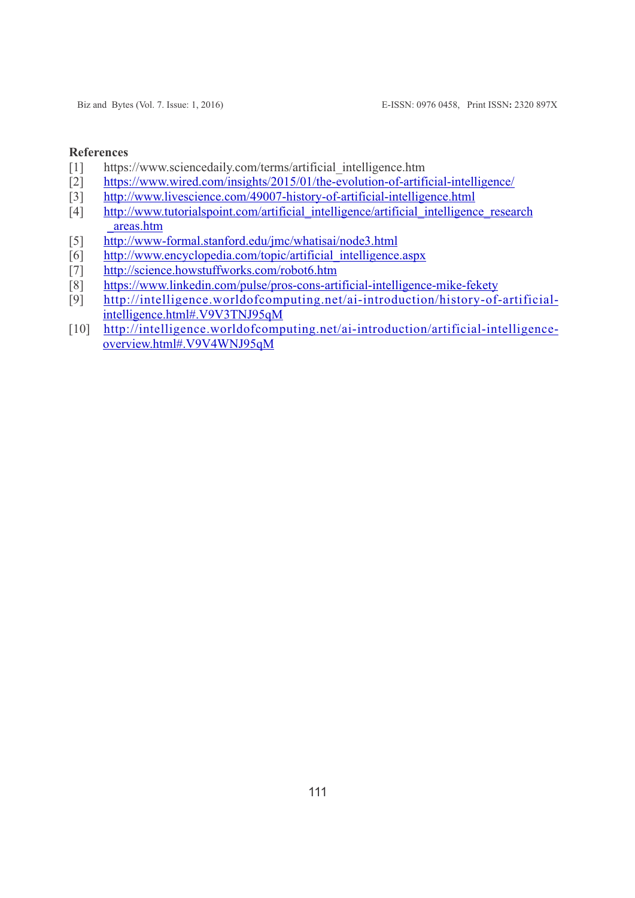**References**

[1] https://www.sciencedaily.com/terms/artificial_intelligence.htm
[2] https://www.wired.com/insights/2015/01/the-evolution-of-artificial-intelligence/
[3] http://www.livescience.com/49007-history-of-artificial-intelligence.html
[4] http://www.tutorialspoint.com/artificial_intelligence/artificial_intelligence_research _areas.htm
[5] http://www-formal.stanford.edu/jmc/whatisai/node3.html
[6] http://www.encyclopedia.com/topic/artificial_intelligence.aspx
[7] http://science.howstuffworks.com/robot6.htm
[8] https://www.linkedin.com/pulse/pros-cons-artificial-intelligence-mike-fekety
[9] http://intelligence.worldofcomputing.net/ai-introduction/history-of-artificial-intelligence.html#.V9V3TNJ95qM
[10] http://intelligence.worldofcomputing.net/ai-introduction/artificial-intelligence-overview.html#.V9V4WNJ95qM